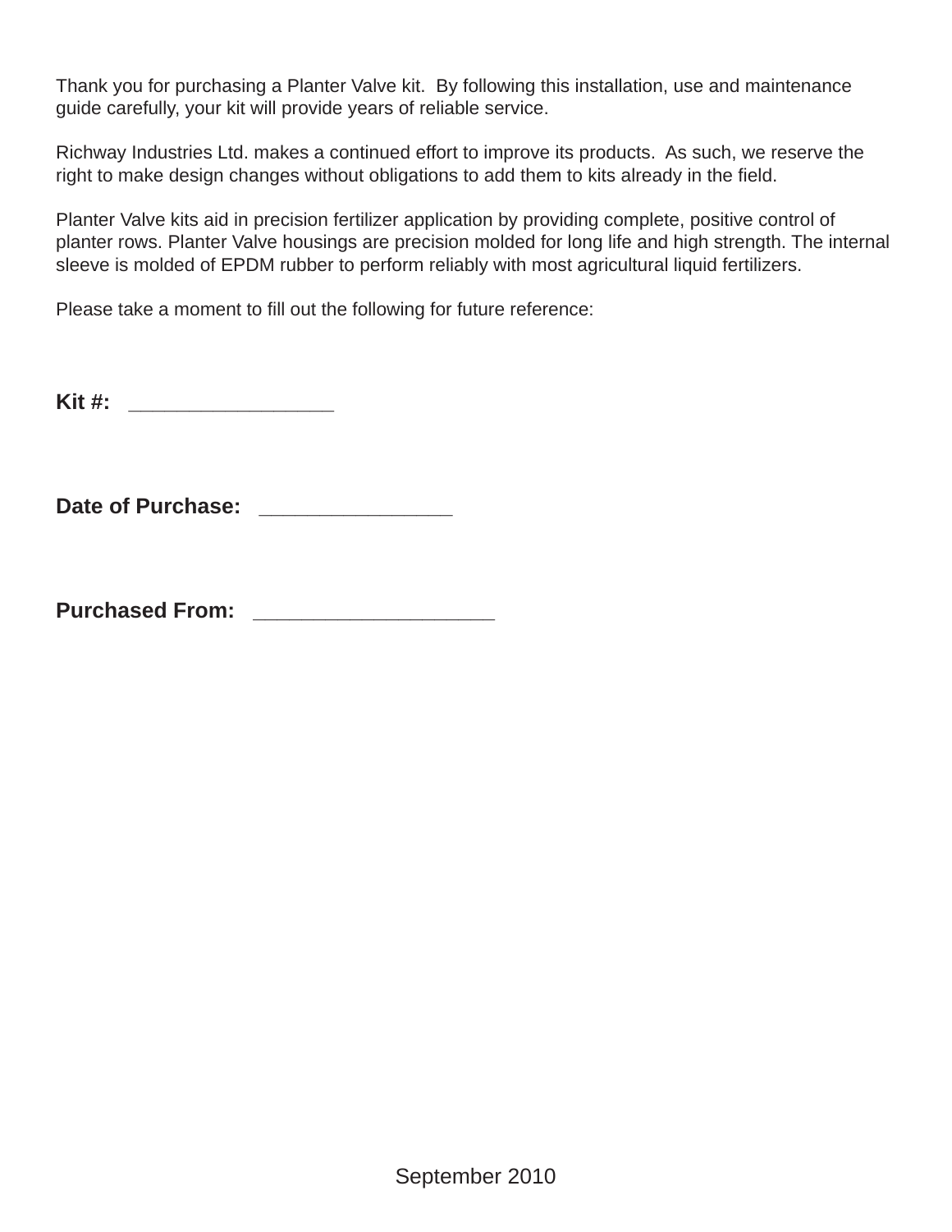Thank you for purchasing a Planter Valve kit. By following this installation, use and maintenance guide carefully, your kit will provide years of reliable service.

Richway Industries Ltd. makes a continued effort to improve its products. As such, we reserve the right to make design changes without obligations to add them to kits already in the field.

Planter Valve kits aid in precision fertilizer application by providing complete, positive control of planter rows. Planter Valve housings are precision molded for long life and high strength. The internal sleeve is molded of EPDM rubber to perform reliably with most agricultural liquid fertilizers.

Please take a moment to fill out the following for future reference:

**Kit #:** __________________

**Date of Purchase:** _________________

**Purchased From:** ____________________

September 2010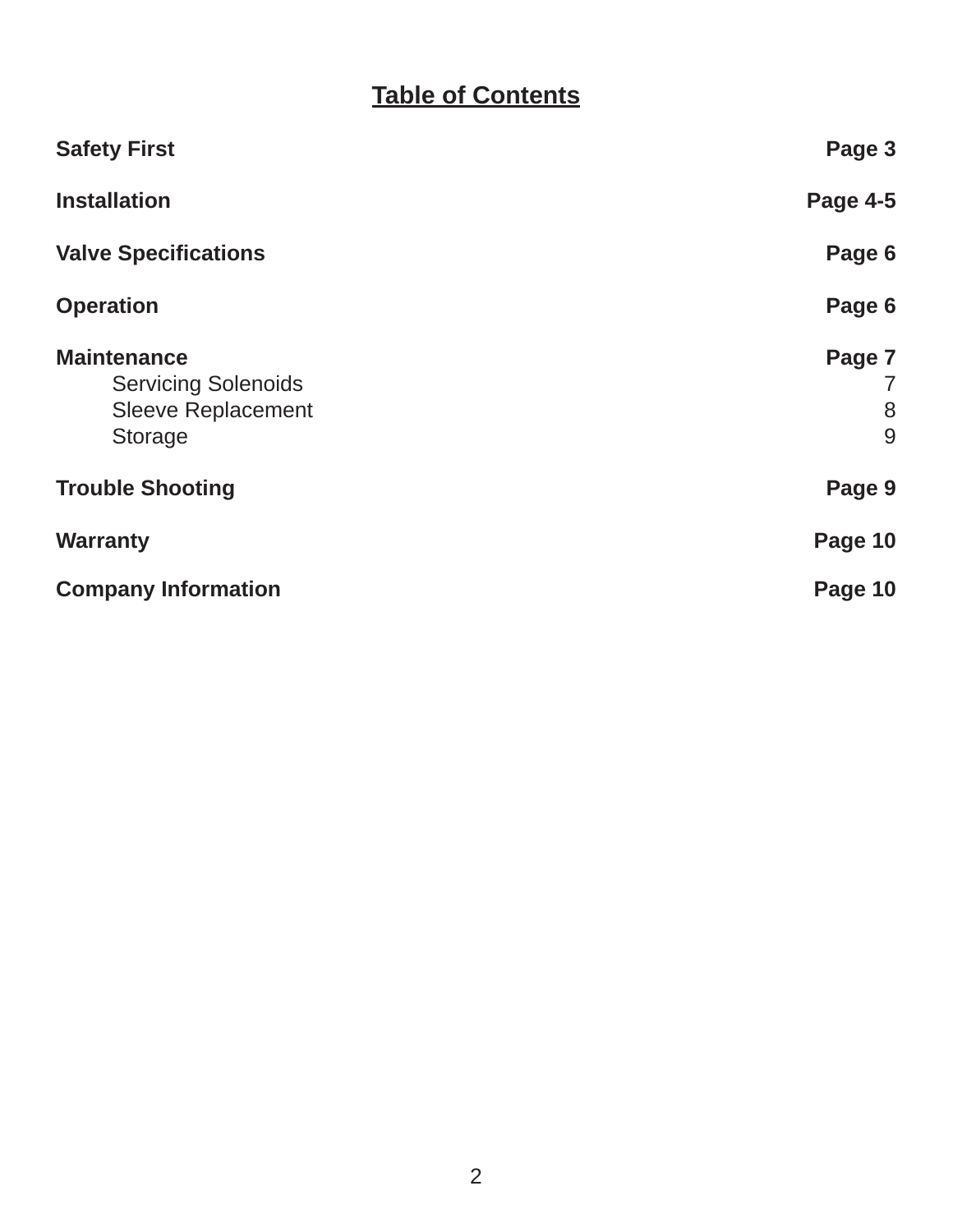# Table of Contents

| | |
|---|---|
| **Safety First** | **Page 3** |
| **Installation** | **Page 4-5** |
| **Valve Specifications** | **Page 6** |
| **Operation** | **Page 6** |
| **Maintenance** | **Page 7** |
| Servicing Solenoids | 7 |
| Sleeve Replacement | 8 |
| Storage | 9 |
| **Trouble Shooting** | **Page 9** |
| **Warranty** | **Page 10** |
| **Company Information** | **Page 10** |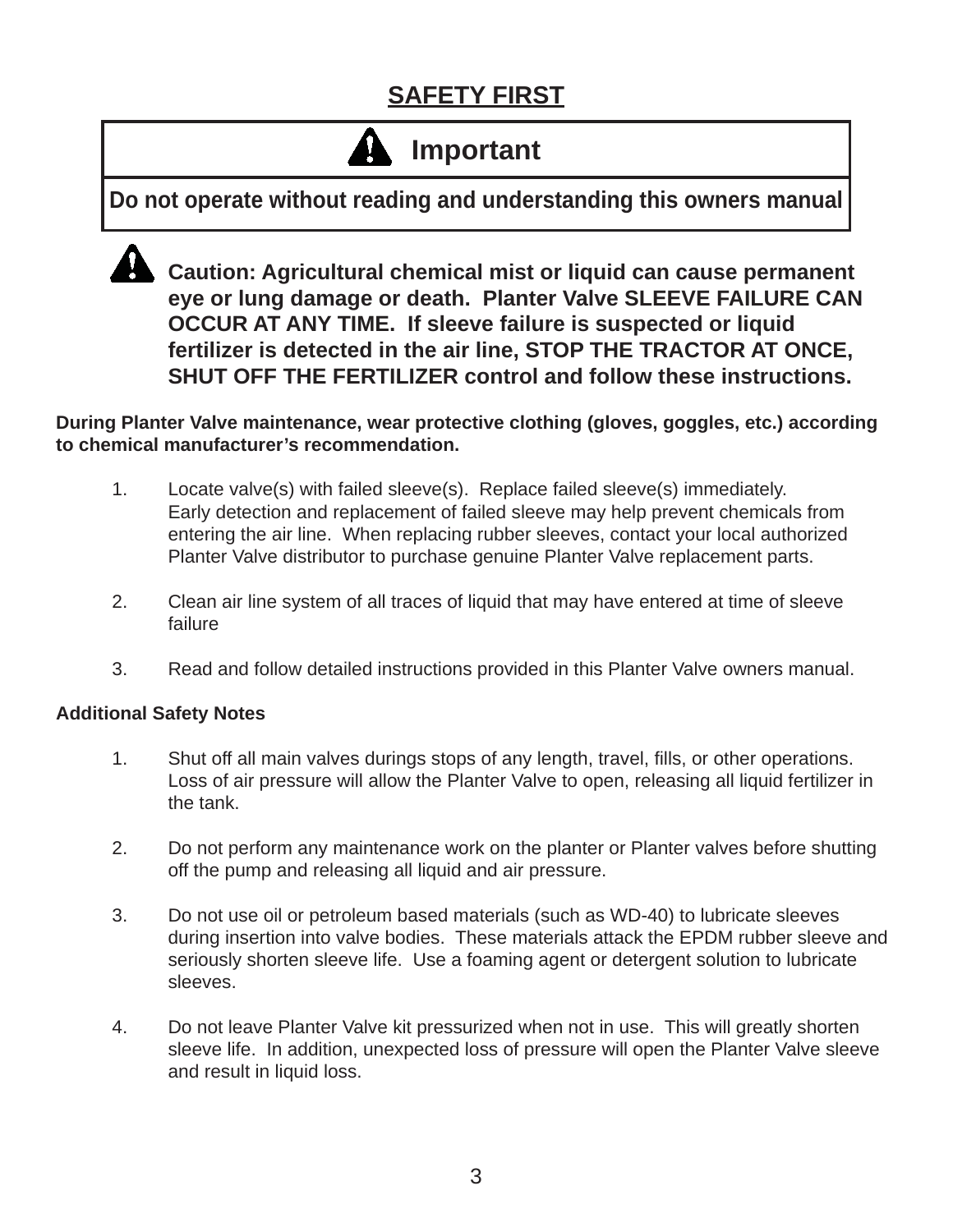# SAFETY FIRST

| ⚠ Important |
| --- |
| **Do not operate without reading and understanding this owners manual** |

⚠ **Caution: Agricultural chemical mist or liquid can cause permanent eye or lung damage or death. Planter Valve SLEEVE FAILURE CAN OCCUR AT ANY TIME. If sleeve failure is suspected or liquid fertilizer is detected in the air line, STOP THE TRACTOR AT ONCE, SHUT OFF THE FERTILIZER control and follow these instructions.**

**During Planter Valve maintenance, wear protective clothing (gloves, goggles, etc.) according to chemical manufacturer's recommendation.**

1. Locate valve(s) with failed sleeve(s). Replace failed sleeve(s) immediately. Early detection and replacement of failed sleeve may help prevent chemicals from entering the air line. When replacing rubber sleeves, contact your local authorized Planter Valve distributor to purchase genuine Planter Valve replacement parts.

2. Clean air line system of all traces of liquid that may have entered at time of sleeve failure

3. Read and follow detailed instructions provided in this Planter Valve owners manual.

**Additional Safety Notes**

1. Shut off all main valves durings stops of any length, travel, fills, or other operations. Loss of air pressure will allow the Planter Valve to open, releasing all liquid fertilizer in the tank.

2. Do not perform any maintenance work on the planter or Planter valves before shutting off the pump and releasing all liquid and air pressure.

3. Do not use oil or petroleum based materials (such as WD-40) to lubricate sleeves during insertion into valve bodies. These materials attack the EPDM rubber sleeve and seriously shorten sleeve life. Use a foaming agent or detergent solution to lubricate sleeves.

4. Do not leave Planter Valve kit pressurized when not in use. This will greatly shorten sleeve life. In addition, unexpected loss of pressure will open the Planter Valve sleeve and result in liquid loss.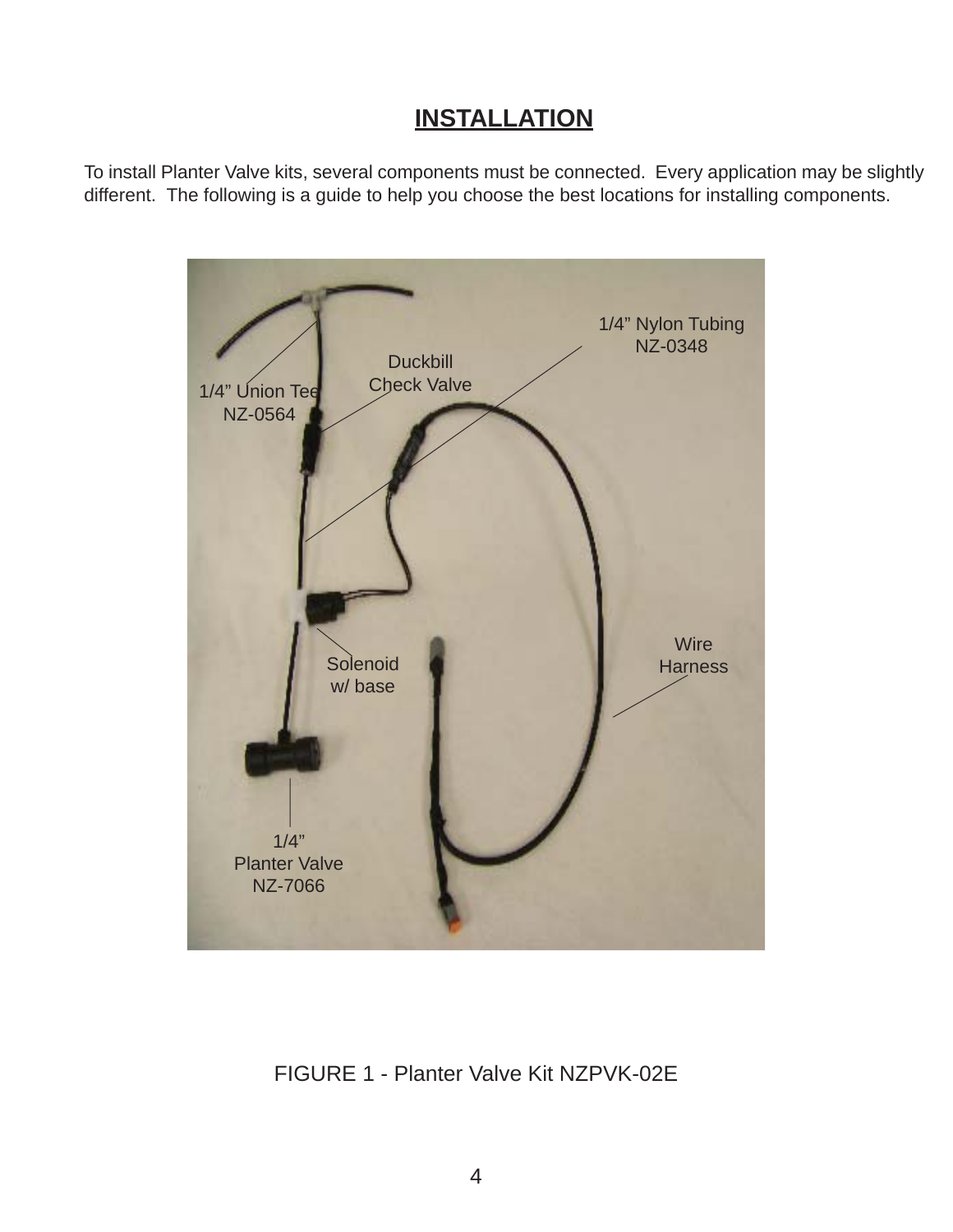## INSTALLATION

To install Planter Valve kits, several components must be connected. Every application may be slightly different. The following is a guide to help you choose the best locations for installing components.

1/4" Nylon Tubing
NZ-0348

Duckbill
Check Valve

1/4" Union Tee
NZ-0564

Solenoid
w/ base

Wire
Harness

1/4"
Planter Valve
NZ-7066

FIGURE 1 - Planter Valve Kit NZPVK-02E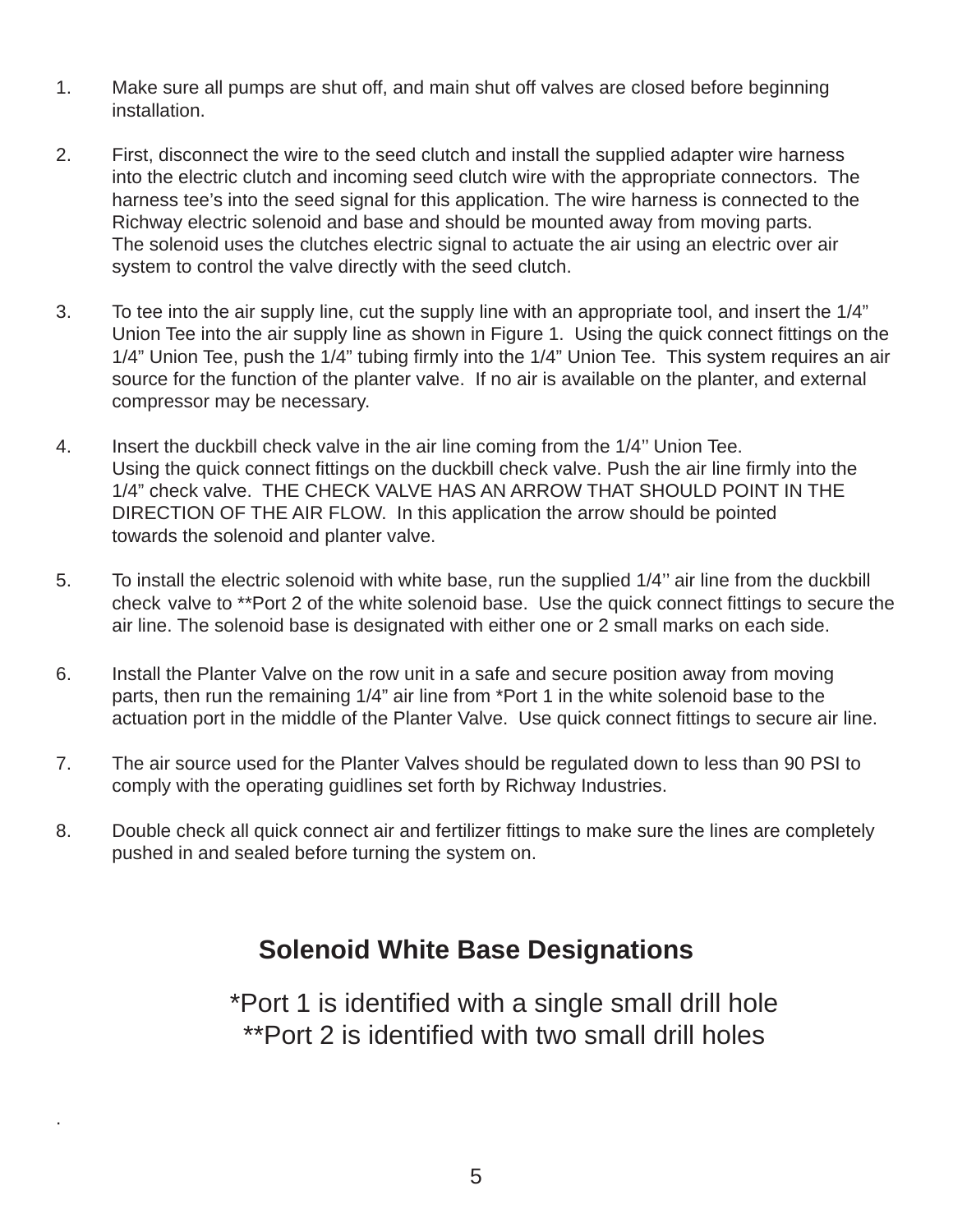1. Make sure all pumps are shut off, and main shut off valves are closed before beginning installation.

2. First, disconnect the wire to the seed clutch and install the supplied adapter wire harness into the electric clutch and incoming seed clutch wire with the appropriate connectors. The harness tee's into the seed signal for this application. The wire harness is connected to the Richway electric solenoid and base and should be mounted away from moving parts. The solenoid uses the clutches electric signal to actuate the air using an electric over air system to control the valve directly with the seed clutch.

3. To tee into the air supply line, cut the supply line with an appropriate tool, and insert the 1/4" Union Tee into the air supply line as shown in Figure 1. Using the quick connect fittings on the 1/4" Union Tee, push the 1/4" tubing firmly into the 1/4" Union Tee. This system requires an air source for the function of the planter valve. If no air is available on the planter, and external compressor may be necessary.

4. Insert the duckbill check valve in the air line coming from the 1/4'' Union Tee. Using the quick connect fittings on the duckbill check valve. Push the air line firmly into the 1/4" check valve. THE CHECK VALVE HAS AN ARROW THAT SHOULD POINT IN THE DIRECTION OF THE AIR FLOW. In this application the arrow should be pointed towards the solenoid and planter valve.

5. To install the electric solenoid with white base, run the supplied 1/4'' air line from the duckbill check valve to **Port 2 of the white solenoid base. Use the quick connect fittings to secure the air line. The solenoid base is designated with either one or 2 small marks on each side.

6. Install the Planter Valve on the row unit in a safe and secure position away from moving parts, then run the remaining 1/4" air line from *Port 1 in the white solenoid base to the actuation port in the middle of the Planter Valve. Use quick connect fittings to secure air line.

7. The air source used for the Planter Valves should be regulated down to less than 90 PSI to comply with the operating guidlines set forth by Richway Industries.

8. Double check all quick connect air and fertilizer fittings to make sure the lines are completely pushed in and sealed before turning the system on.

## Solenoid White Base Designations

*Port 1 is identified with a single small drill hole
**Port 2 is identified with two small drill holes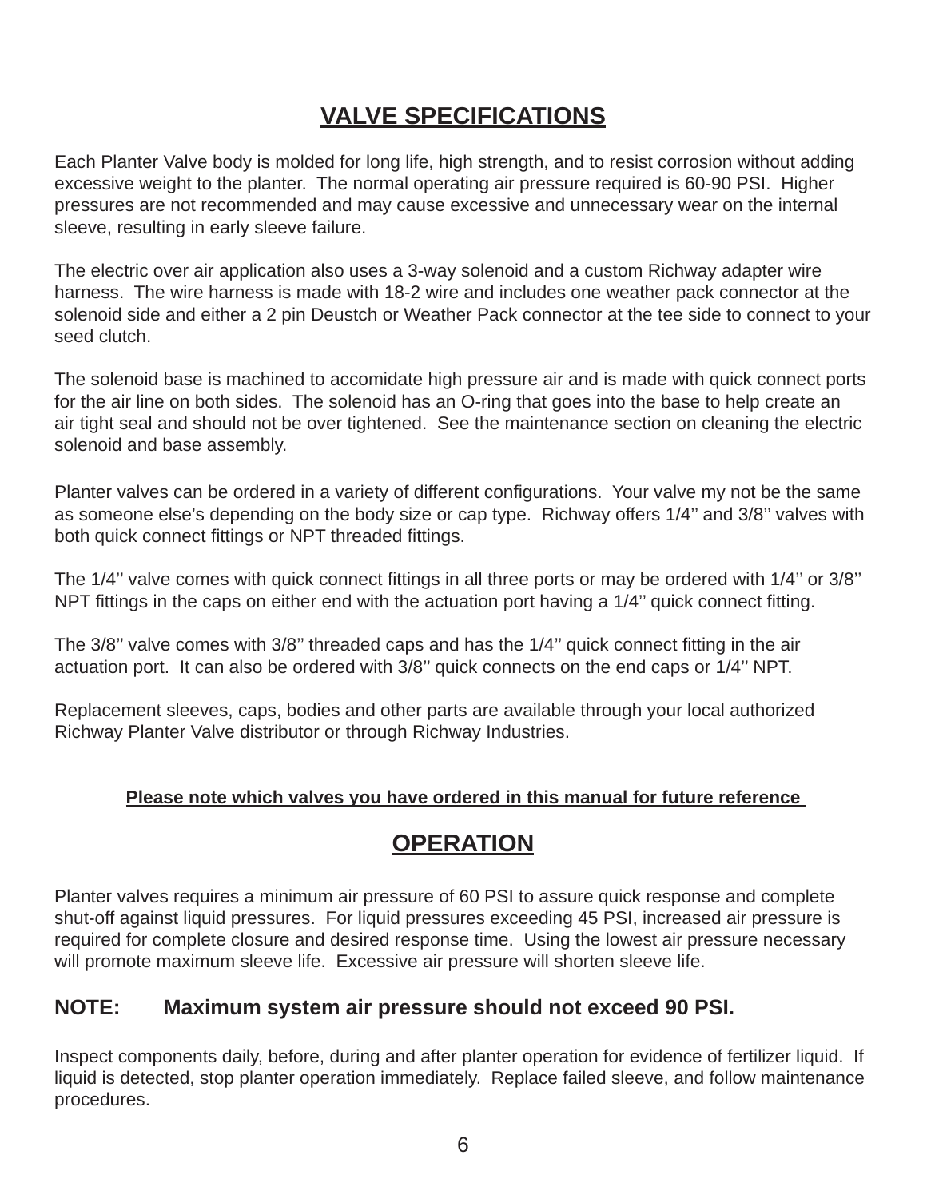## VALVE SPECIFICATIONS

Each Planter Valve body is molded for long life, high strength, and to resist corrosion without adding excessive weight to the planter. The normal operating air pressure required is 60-90 PSI. Higher pressures are not recommended and may cause excessive and unnecessary wear on the internal sleeve, resulting in early sleeve failure.

The electric over air application also uses a 3-way solenoid and a custom Richway adapter wire harness. The wire harness is made with 18-2 wire and includes one weather pack connector at the solenoid side and either a 2 pin Deustch or Weather Pack connector at the tee side to connect to your seed clutch.

The solenoid base is machined to accomidate high pressure air and is made with quick connect ports for the air line on both sides. The solenoid has an O-ring that goes into the base to help create an air tight seal and should not be over tightened. See the maintenance section on cleaning the electric solenoid and base assembly.

Planter valves can be ordered in a variety of different configurations. Your valve my not be the same as someone else's depending on the body size or cap type. Richway offers 1/4'' and 3/8'' valves with both quick connect fittings or NPT threaded fittings.

The 1/4'' valve comes with quick connect fittings in all three ports or may be ordered with 1/4'' or 3/8'' NPT fittings in the caps on either end with the actuation port having a 1/4'' quick connect fitting.

The 3/8'' valve comes with 3/8'' threaded caps and has the 1/4'' quick connect fitting in the air actuation port. It can also be ordered with 3/8'' quick connects on the end caps or 1/4'' NPT.

Replacement sleeves, caps, bodies and other parts are available through your local authorized Richway Planter Valve distributor or through Richway Industries.

**Please note which valves you have ordered in this manual for future reference**

## OPERATION

Planter valves requires a minimum air pressure of 60 PSI to assure quick response and complete shut-off against liquid pressures. For liquid pressures exceeding 45 PSI, increased air pressure is required for complete closure and desired response time. Using the lowest air pressure necessary will promote maximum sleeve life. Excessive air pressure will shorten sleeve life.

**NOTE: Maximum system air pressure should not exceed 90 PSI.**

Inspect components daily, before, during and after planter operation for evidence of fertilizer liquid. If liquid is detected, stop planter operation immediately. Replace failed sleeve, and follow maintenance procedures.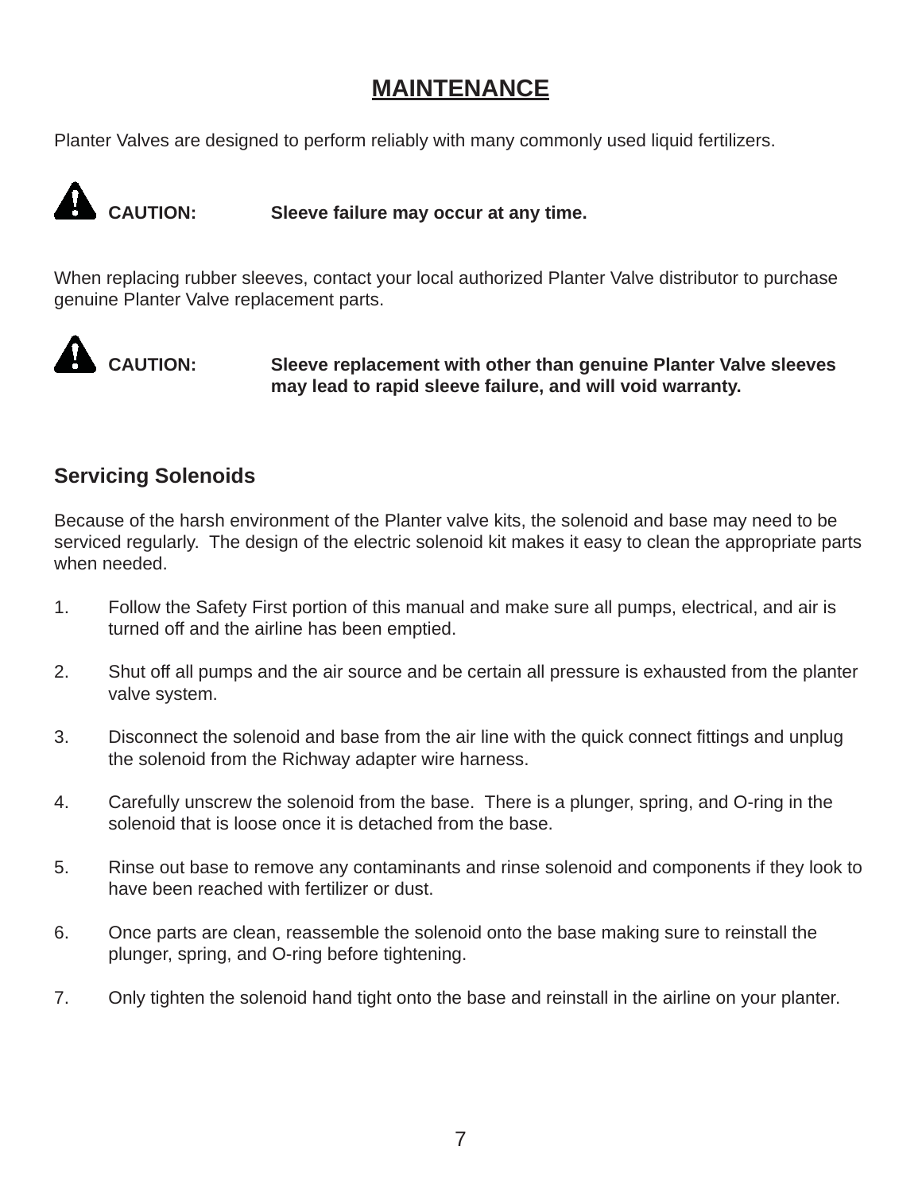# MAINTENANCE

Planter Valves are designed to perform reliably with many commonly used liquid fertilizers.

**CAUTION: Sleeve failure may occur at any time.**

When replacing rubber sleeves, contact your local authorized Planter Valve distributor to purchase genuine Planter Valve replacement parts.

**CAUTION: Sleeve replacement with other than genuine Planter Valve sleeves may lead to rapid sleeve failure, and will void warranty.**

## Servicing Solenoids

Because of the harsh environment of the Planter valve kits, the solenoid and base may need to be serviced regularly. The design of the electric solenoid kit makes it easy to clean the appropriate parts when needed.

1. Follow the Safety First portion of this manual and make sure all pumps, electrical, and air is turned off and the airline has been emptied.

2. Shut off all pumps and the air source and be certain all pressure is exhausted from the planter valve system.

3. Disconnect the solenoid and base from the air line with the quick connect fittings and unplug the solenoid from the Richway adapter wire harness.

4. Carefully unscrew the solenoid from the base. There is a plunger, spring, and O-ring in the solenoid that is loose once it is detached from the base.

5. Rinse out base to remove any contaminants and rinse solenoid and components if they look to have been reached with fertilizer or dust.

6. Once parts are clean, reassemble the solenoid onto the base making sure to reinstall the plunger, spring, and O-ring before tightening.

7. Only tighten the solenoid hand tight onto the base and reinstall in the airline on your planter.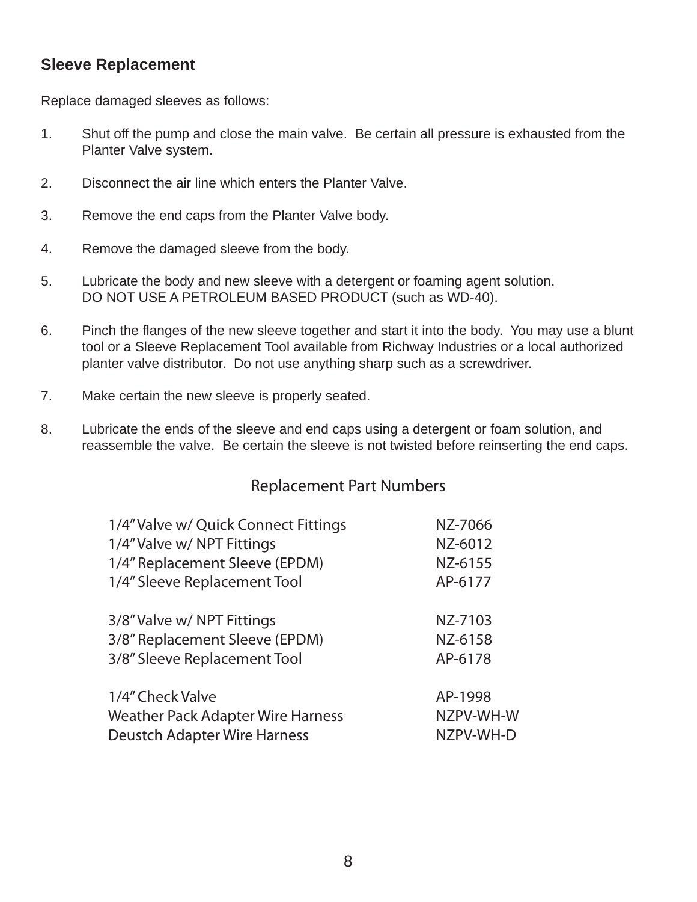## Sleeve Replacement

Replace damaged sleeves as follows:

1. Shut off the pump and close the main valve. Be certain all pressure is exhausted from the Planter Valve system.

2. Disconnect the air line which enters the Planter Valve.

3. Remove the end caps from the Planter Valve body.

4. Remove the damaged sleeve from the body.

5. Lubricate the body and new sleeve with a detergent or foaming agent solution.
   DO NOT USE A PETROLEUM BASED PRODUCT (such as WD-40).

6. Pinch the flanges of the new sleeve together and start it into the body. You may use a blunt tool or a Sleeve Replacement Tool available from Richway Industries or a local authorized planter valve distributor. Do not use anything sharp such as a screwdriver.

7. Make certain the new sleeve is properly seated.

8. Lubricate the ends of the sleeve and end caps using a detergent or foam solution, and reassemble the valve. Be certain the sleeve is not twisted before reinserting the end caps.

### Replacement Part Numbers

| Part | Number |
|---|---|
| 1/4" Valve w/ Quick Connect Fittings | NZ-7066 |
| 1/4" Valve w/ NPT Fittings | NZ-6012 |
| 1/4" Replacement Sleeve (EPDM) | NZ-6155 |
| 1/4" Sleeve Replacement Tool | AP-6177 |
| 3/8" Valve w/ NPT Fittings | NZ-7103 |
| 3/8" Replacement Sleeve (EPDM) | NZ-6158 |
| 3/8" Sleeve Replacement Tool | AP-6178 |
| 1/4" Check Valve | AP-1998 |
| Weather Pack Adapter Wire Harness | NZPV-WH-W |
| Deustch Adapter Wire Harness | NZPV-WH-D |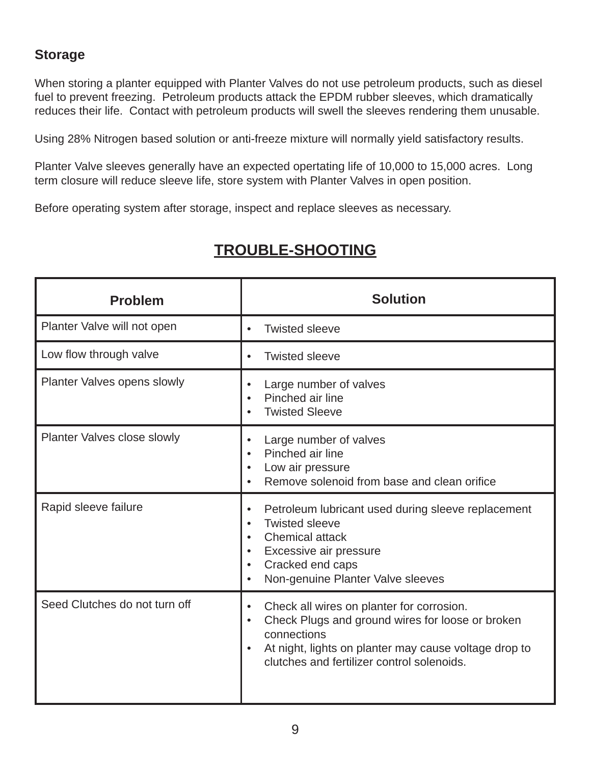## Storage

When storing a planter equipped with Planter Valves do not use petroleum products, such as diesel fuel to prevent freezing. Petroleum products attack the EPDM rubber sleeves, which dramatically reduces their life. Contact with petroleum products will swell the sleeves rendering them unusable.

Using 28% Nitrogen based solution or anti-freeze mixture will normally yield satisfactory results.

Planter Valve sleeves generally have an expected opertating life of 10,000 to 15,000 acres. Long term closure will reduce sleeve life, store system with Planter Valves in open position.

Before operating system after storage, inspect and replace sleeves as necessary.

## TROUBLE-SHOOTING

| Problem | Solution |
|---|---|
| Planter Valve will not open | • Twisted sleeve |
| Low flow through valve | • Twisted sleeve |
| Planter Valves opens slowly | • Large number of valves<br>• Pinched air line<br>• Twisted Sleeve |
| Planter Valves close slowly | • Large number of valves<br>• Pinched air line<br>• Low air pressure<br>• Remove solenoid from base and clean orifice |
| Rapid sleeve failure | • Petroleum lubricant used during sleeve replacement<br>• Twisted sleeve<br>• Chemical attack<br>• Excessive air pressure<br>• Cracked end caps<br>• Non-genuine Planter Valve sleeves |
| Seed Clutches do not turn off | • Check all wires on planter for corrosion.<br>• Check Plugs and ground wires for loose or broken connections<br>• At night, lights on planter may cause voltage drop to clutches and fertilizer control solenoids. |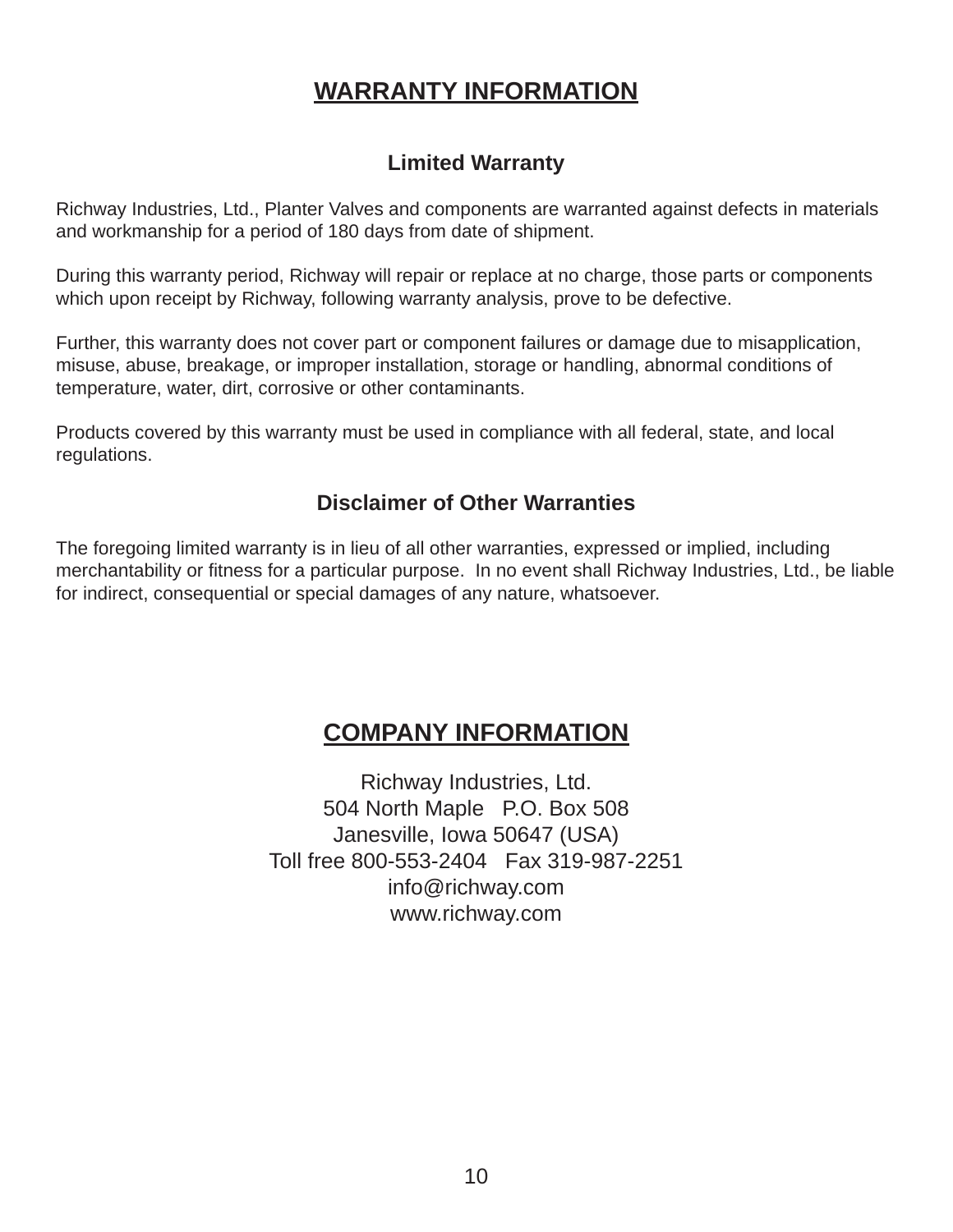# WARRANTY INFORMATION

### Limited Warranty

Richway Industries, Ltd., Planter Valves and components are warranted against defects in materials and workmanship for a period of 180 days from date of shipment.

During this warranty period, Richway will repair or replace at no charge, those parts or components which upon receipt by Richway, following warranty analysis, prove to be defective.

Further, this warranty does not cover part or component failures or damage due to misapplication, misuse, abuse, breakage, or improper installation, storage or handling, abnormal conditions of temperature, water, dirt, corrosive or other contaminants.

Products covered by this warranty must be used in compliance with all federal, state, and local regulations.

### Disclaimer of Other Warranties

The foregoing limited warranty is in lieu of all other warranties, expressed or implied, including merchantability or fitness for a particular purpose. In no event shall Richway Industries, Ltd., be liable for indirect, consequential or special damages of any nature, whatsoever.

# COMPANY INFORMATION

Richway Industries, Ltd.
504 North Maple P.O. Box 508
Janesville, Iowa 50647 (USA)
Toll free 800-553-2404 Fax 319-987-2251
info@richway.com
www.richway.com